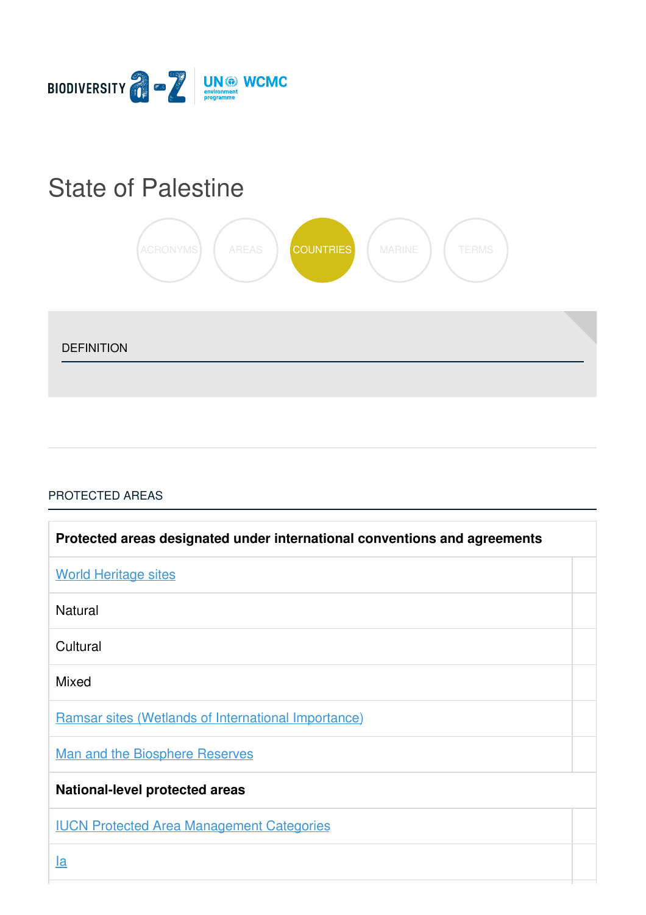BIODIVERSITY a-z | UN environment programme WCMC

# State of Palestine

ACRONYMS AREAS COUNTRIES MARINE TERMS

## DEFINITION

## PROTECTED AREAS

| Protected areas designated under international conventions and agreements | |
|---|---|
| World Heritage sites | |
| Natural | |
| Cultural | |
| Mixed | |
| Ramsar sites (Wetlands of International Importance) | |
| Man and the Biosphere Reserves | |
| **National-level protected areas** | |
| IUCN Protected Area Management Categories | |
| Ia | |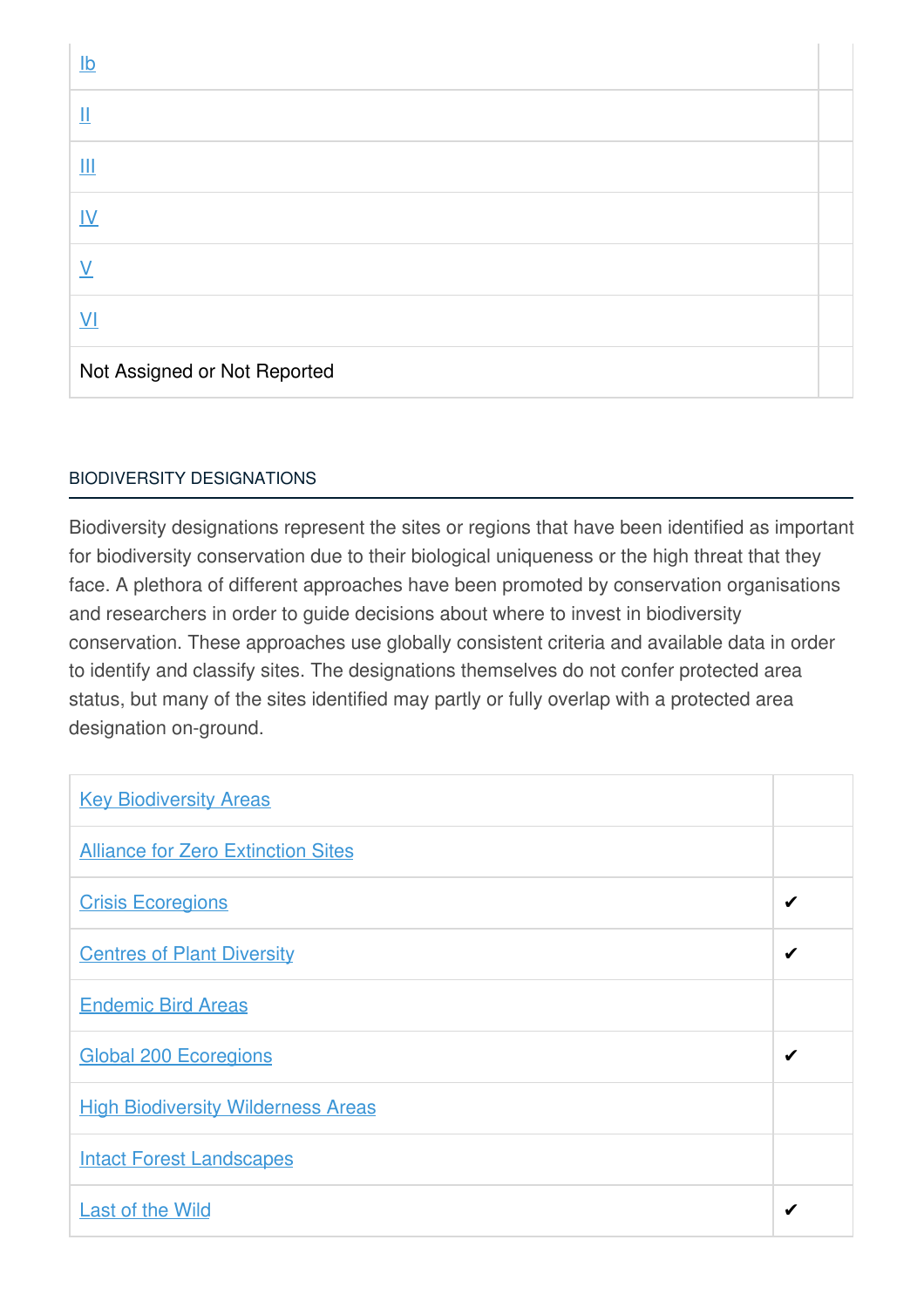| | |
|---|---|
| Ib | |
| II | |
| III | |
| IV | |
| V | |
| VI | |
| Not Assigned or Not Reported | |

## BIODIVERSITY DESIGNATIONS

Biodiversity designations represent the sites or regions that have been identified as important for biodiversity conservation due to their biological uniqueness or the high threat that they face. A plethora of different approaches have been promoted by conservation organisations and researchers in order to guide decisions about where to invest in biodiversity conservation. These approaches use globally consistent criteria and available data in order to identify and classify sites. The designations themselves do not confer protected area status, but many of the sites identified may partly or fully overlap with a protected area designation on-ground.

| | |
|---|---|
| Key Biodiversity Areas | |
| Alliance for Zero Extinction Sites | |
| Crisis Ecoregions | ✔ |
| Centres of Plant Diversity | ✔ |
| Endemic Bird Areas | |
| Global 200 Ecoregions | ✔ |
| High Biodiversity Wilderness Areas | |
| Intact Forest Landscapes | |
| Last of the Wild | ✔ |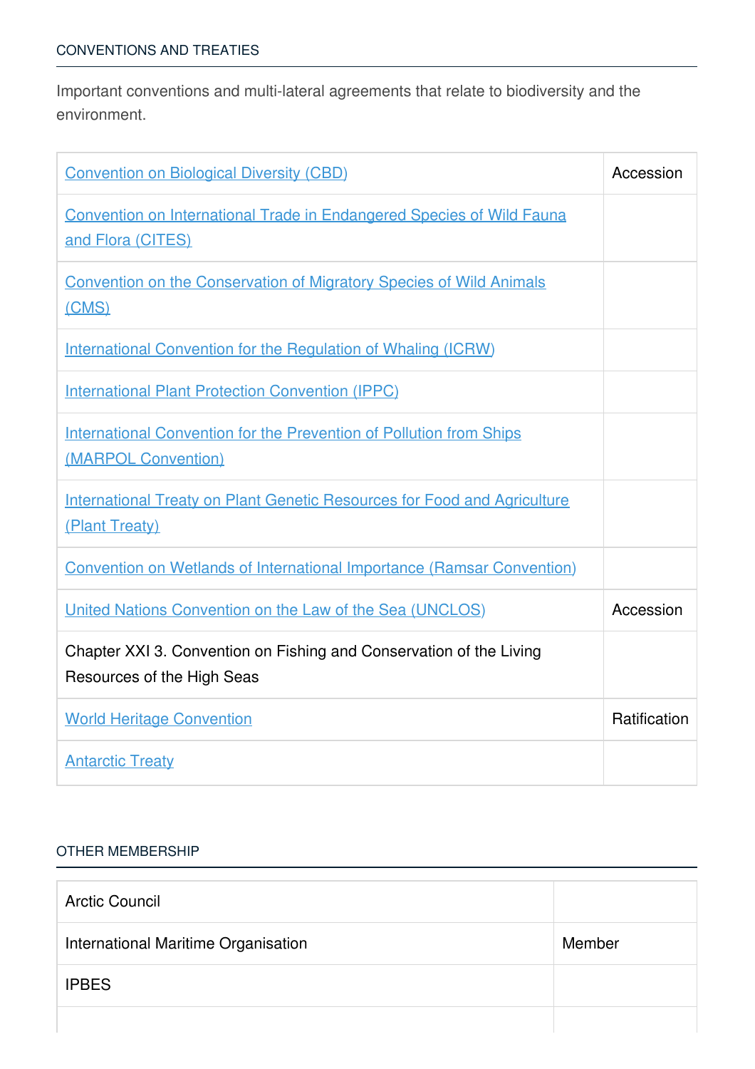CONVENTIONS AND TREATIES

Important conventions and multi-lateral agreements that relate to biodiversity and the environment.

| | |
|---|---|
| Convention on Biological Diversity (CBD) | Accession |
| Convention on International Trade in Endangered Species of Wild Fauna and Flora (CITES) | |
| Convention on the Conservation of Migratory Species of Wild Animals (CMS) | |
| International Convention for the Regulation of Whaling (ICRW) | |
| International Plant Protection Convention (IPPC) | |
| International Convention for the Prevention of Pollution from Ships (MARPOL Convention) | |
| International Treaty on Plant Genetic Resources for Food and Agriculture (Plant Treaty) | |
| Convention on Wetlands of International Importance (Ramsar Convention) | |
| United Nations Convention on the Law of the Sea (UNCLOS) | Accession |
| Chapter XXI 3. Convention on Fishing and Conservation of the Living Resources of the High Seas | |
| World Heritage Convention | Ratification |
| Antarctic Treaty | |

OTHER MEMBERSHIP

| | |
|---|---|
| Arctic Council | |
| International Maritime Organisation | Member |
| IPBES | |
| | |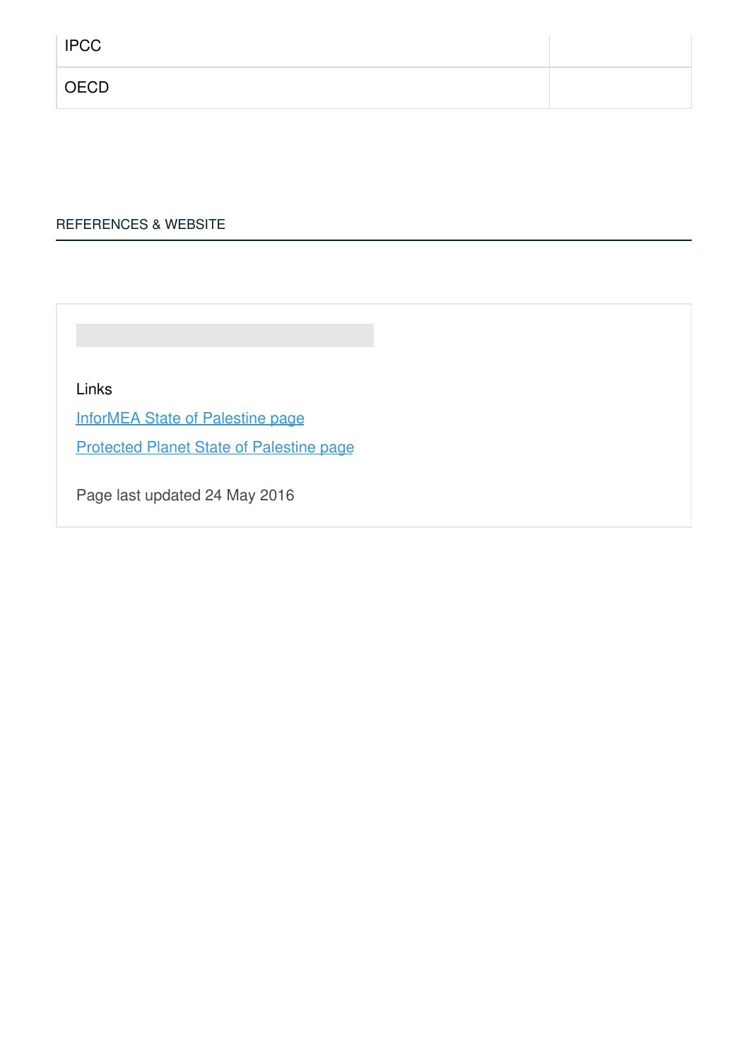| | |
|---|---|
| IPCC | |
| OECD | |

## REFERENCES & WEBSITE

Links

[InforMEA State of Palestine page]

[Protected Planet State of Palestine page]

Page last updated 24 May 2016